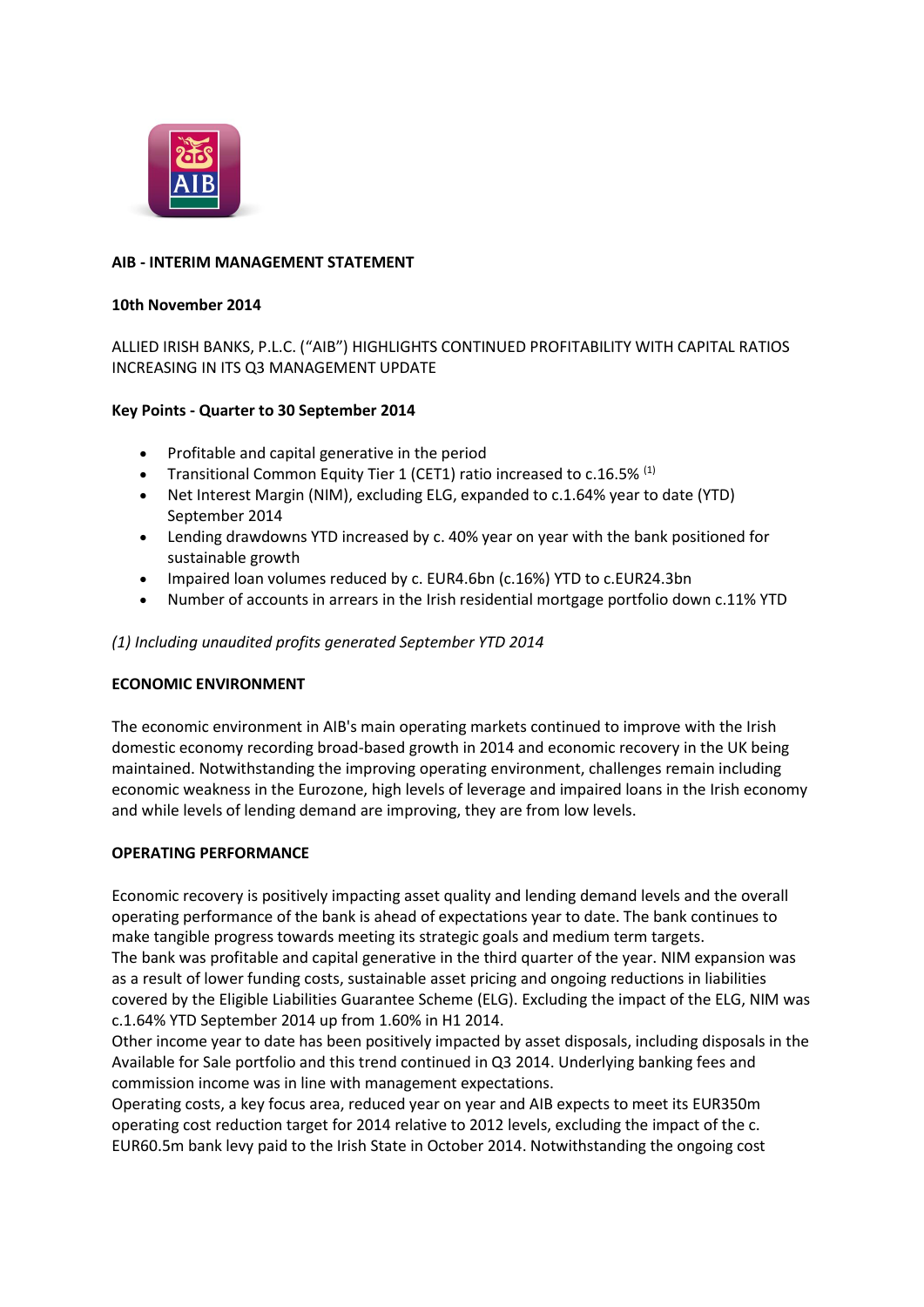**AIB - INTERIM MANAGEMENT STATEMENT**

**10th November 2014**

ALLIED IRISH BANKS, P.L.C. ("AIB") HIGHLIGHTS CONTINUED PROFITABILITY WITH CAPITAL RATIOS INCREASING IN ITS Q3 MANAGEMENT UPDATE

**Key Points - Quarter to 30 September 2014**

- Profitable and capital generative in the period
- Transitional Common Equity Tier 1 (CET1) ratio increased to c.16.5% [(1)]
- Net Interest Margin (NIM), excluding ELG, expanded to c.1.64% year to date (YTD) September 2014
- Lending drawdowns YTD increased by c. 40% year on year with the bank positioned for sustainable growth
- Impaired loan volumes reduced by c. EUR4.6bn (c.16%) YTD to c.EUR24.3bn
- Number of accounts in arrears in the Irish residential mortgage portfolio down c.11% YTD

*(1) Including unaudited profits generated September YTD 2014*

**ECONOMIC ENVIRONMENT**

The economic environment in AIB's main operating markets continued to improve with the Irish domestic economy recording broad-based growth in 2014 and economic recovery in the UK being maintained. Notwithstanding the improving operating environment, challenges remain including economic weakness in the Eurozone, high levels of leverage and impaired loans in the Irish economy and while levels of lending demand are improving, they are from low levels.

**OPERATING PERFORMANCE**

Economic recovery is positively impacting asset quality and lending demand levels and the overall operating performance of the bank is ahead of expectations year to date. The bank continues to make tangible progress towards meeting its strategic goals and medium term targets.
The bank was profitable and capital generative in the third quarter of the year. NIM expansion was as a result of lower funding costs, sustainable asset pricing and ongoing reductions in liabilities covered by the Eligible Liabilities Guarantee Scheme (ELG). Excluding the impact of the ELG, NIM was c.1.64% YTD September 2014 up from 1.60% in H1 2014.
Other income year to date has been positively impacted by asset disposals, including disposals in the Available for Sale portfolio and this trend continued in Q3 2014. Underlying banking fees and commission income was in line with management expectations.
Operating costs, a key focus area, reduced year on year and AIB expects to meet its EUR350m operating cost reduction target for 2014 relative to 2012 levels, excluding the impact of the c. EUR60.5m bank levy paid to the Irish State in October 2014. Notwithstanding the ongoing cost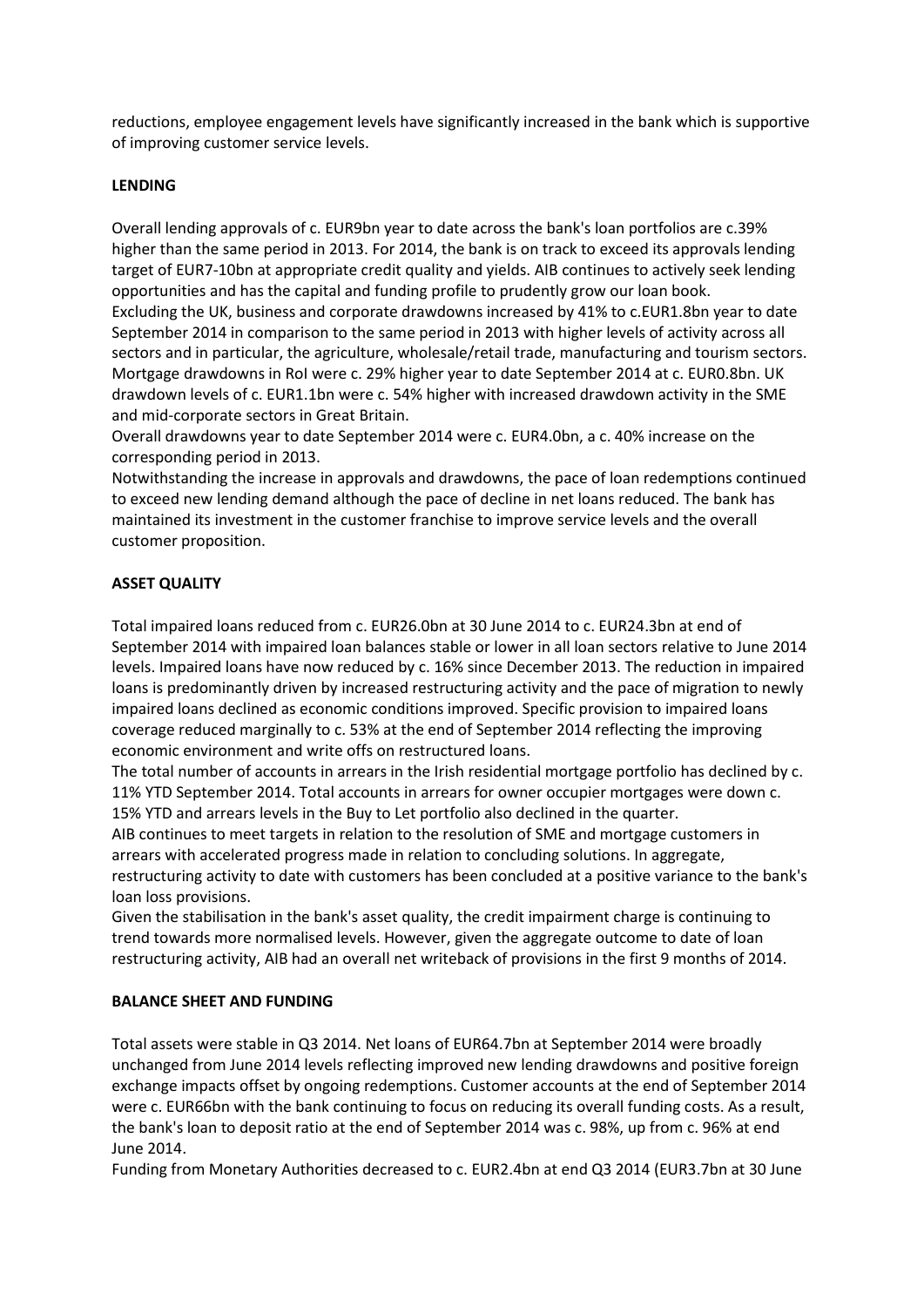reductions, employee engagement levels have significantly increased in the bank which is supportive of improving customer service levels.

**LENDING**

Overall lending approvals of c. EUR9bn year to date across the bank's loan portfolios are c.39% higher than the same period in 2013. For 2014, the bank is on track to exceed its approvals lending target of EUR7-10bn at appropriate credit quality and yields. AIB continues to actively seek lending opportunities and has the capital and funding profile to prudently grow our loan book.
Excluding the UK, business and corporate drawdowns increased by 41% to c.EUR1.8bn year to date September 2014 in comparison to the same period in 2013 with higher levels of activity across all sectors and in particular, the agriculture, wholesale/retail trade, manufacturing and tourism sectors. Mortgage drawdowns in RoI were c. 29% higher year to date September 2014 at c. EUR0.8bn. UK drawdown levels of c. EUR1.1bn were c. 54% higher with increased drawdown activity in the SME and mid-corporate sectors in Great Britain.
Overall drawdowns year to date September 2014 were c. EUR4.0bn, a c. 40% increase on the corresponding period in 2013.
Notwithstanding the increase in approvals and drawdowns, the pace of loan redemptions continued to exceed new lending demand although the pace of decline in net loans reduced. The bank has maintained its investment in the customer franchise to improve service levels and the overall customer proposition.

**ASSET QUALITY**

Total impaired loans reduced from c. EUR26.0bn at 30 June 2014 to c. EUR24.3bn at end of September 2014 with impaired loan balances stable or lower in all loan sectors relative to June 2014 levels. Impaired loans have now reduced by c. 16% since December 2013. The reduction in impaired loans is predominantly driven by increased restructuring activity and the pace of migration to newly impaired loans declined as economic conditions improved. Specific provision to impaired loans coverage reduced marginally to c. 53% at the end of September 2014 reflecting the improving economic environment and write offs on restructured loans.
The total number of accounts in arrears in the Irish residential mortgage portfolio has declined by c. 11% YTD September 2014. Total accounts in arrears for owner occupier mortgages were down c. 15% YTD and arrears levels in the Buy to Let portfolio also declined in the quarter.
AIB continues to meet targets in relation to the resolution of SME and mortgage customers in arrears with accelerated progress made in relation to concluding solutions. In aggregate, restructuring activity to date with customers has been concluded at a positive variance to the bank's loan loss provisions.
Given the stabilisation in the bank's asset quality, the credit impairment charge is continuing to trend towards more normalised levels. However, given the aggregate outcome to date of loan restructuring activity, AIB had an overall net writeback of provisions in the first 9 months of 2014.

**BALANCE SHEET AND FUNDING**

Total assets were stable in Q3 2014. Net loans of EUR64.7bn at September 2014 were broadly unchanged from June 2014 levels reflecting improved new lending drawdowns and positive foreign exchange impacts offset by ongoing redemptions. Customer accounts at the end of September 2014 were c. EUR66bn with the bank continuing to focus on reducing its overall funding costs. As a result, the bank's loan to deposit ratio at the end of September 2014 was c. 98%, up from c. 96% at end June 2014.
Funding from Monetary Authorities decreased to c. EUR2.4bn at end Q3 2014 (EUR3.7bn at 30 June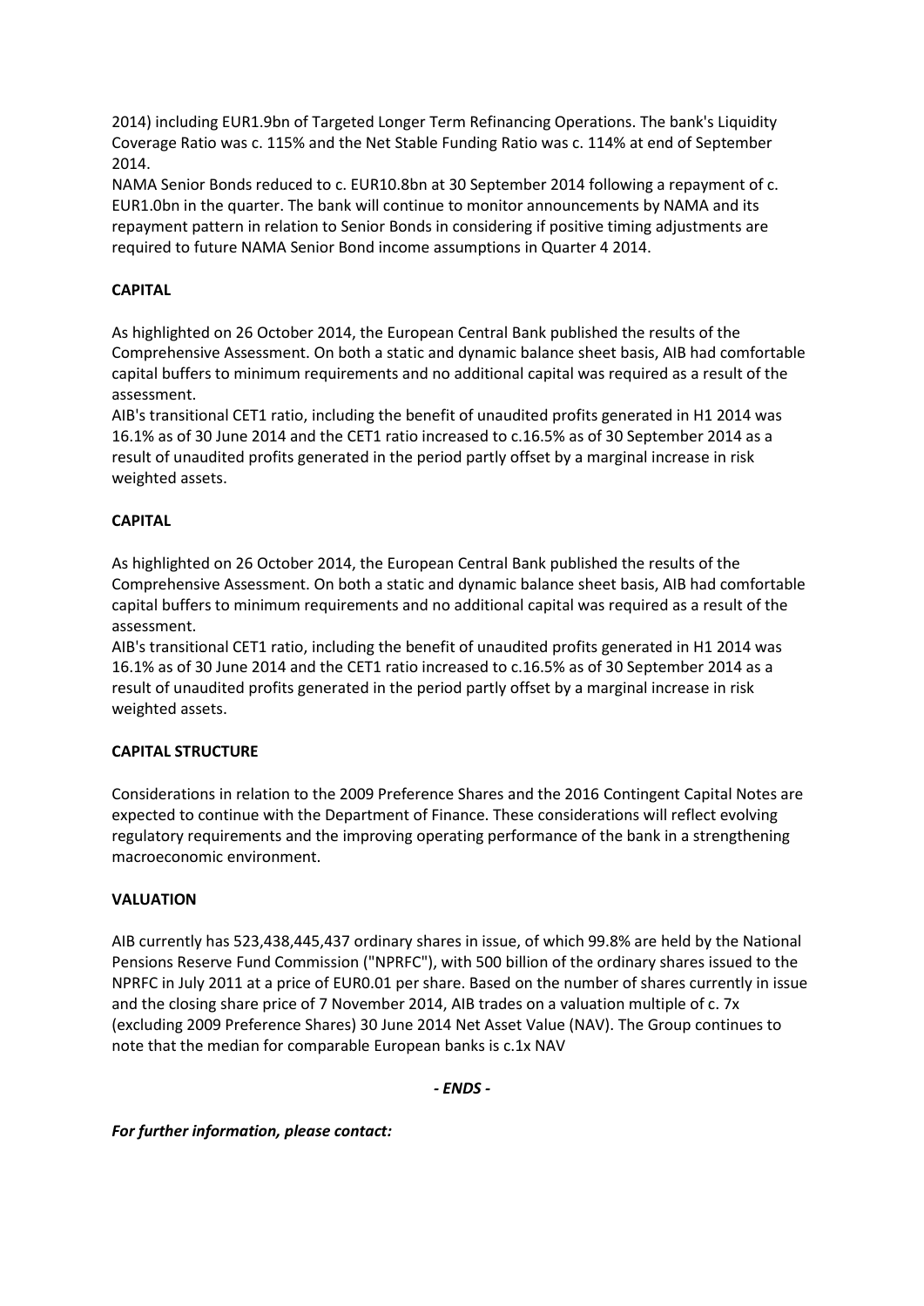2014) including EUR1.9bn of Targeted Longer Term Refinancing Operations. The bank's Liquidity Coverage Ratio was c. 115% and the Net Stable Funding Ratio was c. 114% at end of September 2014.

NAMA Senior Bonds reduced to c. EUR10.8bn at 30 September 2014 following a repayment of c. EUR1.0bn in the quarter. The bank will continue to monitor announcements by NAMA and its repayment pattern in relation to Senior Bonds in considering if positive timing adjustments are required to future NAMA Senior Bond income assumptions in Quarter 4 2014.

**CAPITAL**

As highlighted on 26 October 2014, the European Central Bank published the results of the Comprehensive Assessment. On both a static and dynamic balance sheet basis, AIB had comfortable capital buffers to minimum requirements and no additional capital was required as a result of the assessment.

AIB's transitional CET1 ratio, including the benefit of unaudited profits generated in H1 2014 was 16.1% as of 30 June 2014 and the CET1 ratio increased to c.16.5% as of 30 September 2014 as a result of unaudited profits generated in the period partly offset by a marginal increase in risk weighted assets.

**CAPITAL**

As highlighted on 26 October 2014, the European Central Bank published the results of the Comprehensive Assessment. On both a static and dynamic balance sheet basis, AIB had comfortable capital buffers to minimum requirements and no additional capital was required as a result of the assessment.

AIB's transitional CET1 ratio, including the benefit of unaudited profits generated in H1 2014 was 16.1% as of 30 June 2014 and the CET1 ratio increased to c.16.5% as of 30 September 2014 as a result of unaudited profits generated in the period partly offset by a marginal increase in risk weighted assets.

**CAPITAL STRUCTURE**

Considerations in relation to the 2009 Preference Shares and the 2016 Contingent Capital Notes are expected to continue with the Department of Finance. These considerations will reflect evolving regulatory requirements and the improving operating performance of the bank in a strengthening macroeconomic environment.

**VALUATION**

AIB currently has 523,438,445,437 ordinary shares in issue, of which 99.8% are held by the National Pensions Reserve Fund Commission ("NPRFC"), with 500 billion of the ordinary shares issued to the NPRFC in July 2011 at a price of EUR0.01 per share. Based on the number of shares currently in issue and the closing share price of 7 November 2014, AIB trades on a valuation multiple of c. 7x (excluding 2009 Preference Shares) 30 June 2014 Net Asset Value (NAV). The Group continues to note that the median for comparable European banks is c.1x NAV

***- ENDS -***

***For further information, please contact:***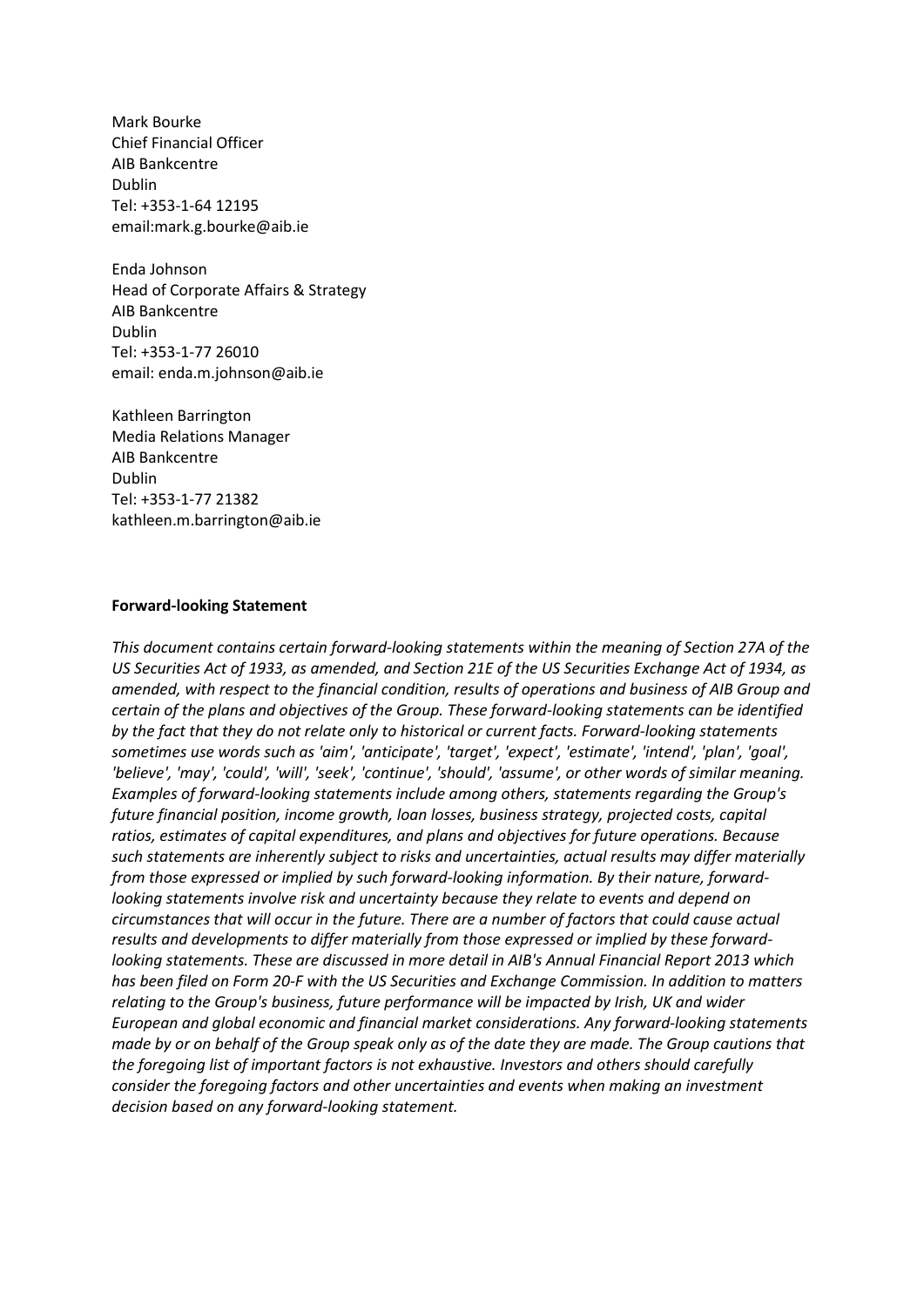Mark Bourke  
Chief Financial Officer  
AIB Bankcentre  
Dublin  
Tel: +353-1-64 12195  
email:mark.g.bourke@aib.ie

Enda Johnson  
Head of Corporate Affairs & Strategy  
AIB Bankcentre  
Dublin  
Tel: +353-1-77 26010  
email: enda.m.johnson@aib.ie

Kathleen Barrington  
Media Relations Manager  
AIB Bankcentre  
Dublin  
Tel: +353-1-77 21382  
kathleen.m.barrington@aib.ie

**Forward-looking Statement**

*This document contains certain forward-looking statements within the meaning of Section 27A of the US Securities Act of 1933, as amended, and Section 21E of the US Securities Exchange Act of 1934, as amended, with respect to the financial condition, results of operations and business of AIB Group and certain of the plans and objectives of the Group. These forward-looking statements can be identified by the fact that they do not relate only to historical or current facts. Forward-looking statements sometimes use words such as 'aim', 'anticipate', 'target', 'expect', 'estimate', 'intend', 'plan', 'goal', 'believe', 'may', 'could', 'will', 'seek', 'continue', 'should', 'assume', or other words of similar meaning. Examples of forward-looking statements include among others, statements regarding the Group's future financial position, income growth, loan losses, business strategy, projected costs, capital ratios, estimates of capital expenditures, and plans and objectives for future operations. Because such statements are inherently subject to risks and uncertainties, actual results may differ materially from those expressed or implied by such forward-looking information. By their nature, forward-looking statements involve risk and uncertainty because they relate to events and depend on circumstances that will occur in the future. There are a number of factors that could cause actual results and developments to differ materially from those expressed or implied by these forward-looking statements. These are discussed in more detail in AIB's Annual Financial Report 2013 which has been filed on Form 20-F with the US Securities and Exchange Commission. In addition to matters relating to the Group's business, future performance will be impacted by Irish, UK and wider European and global economic and financial market considerations. Any forward-looking statements made by or on behalf of the Group speak only as of the date they are made. The Group cautions that the foregoing list of important factors is not exhaustive. Investors and others should carefully consider the foregoing factors and other uncertainties and events when making an investment decision based on any forward-looking statement.*